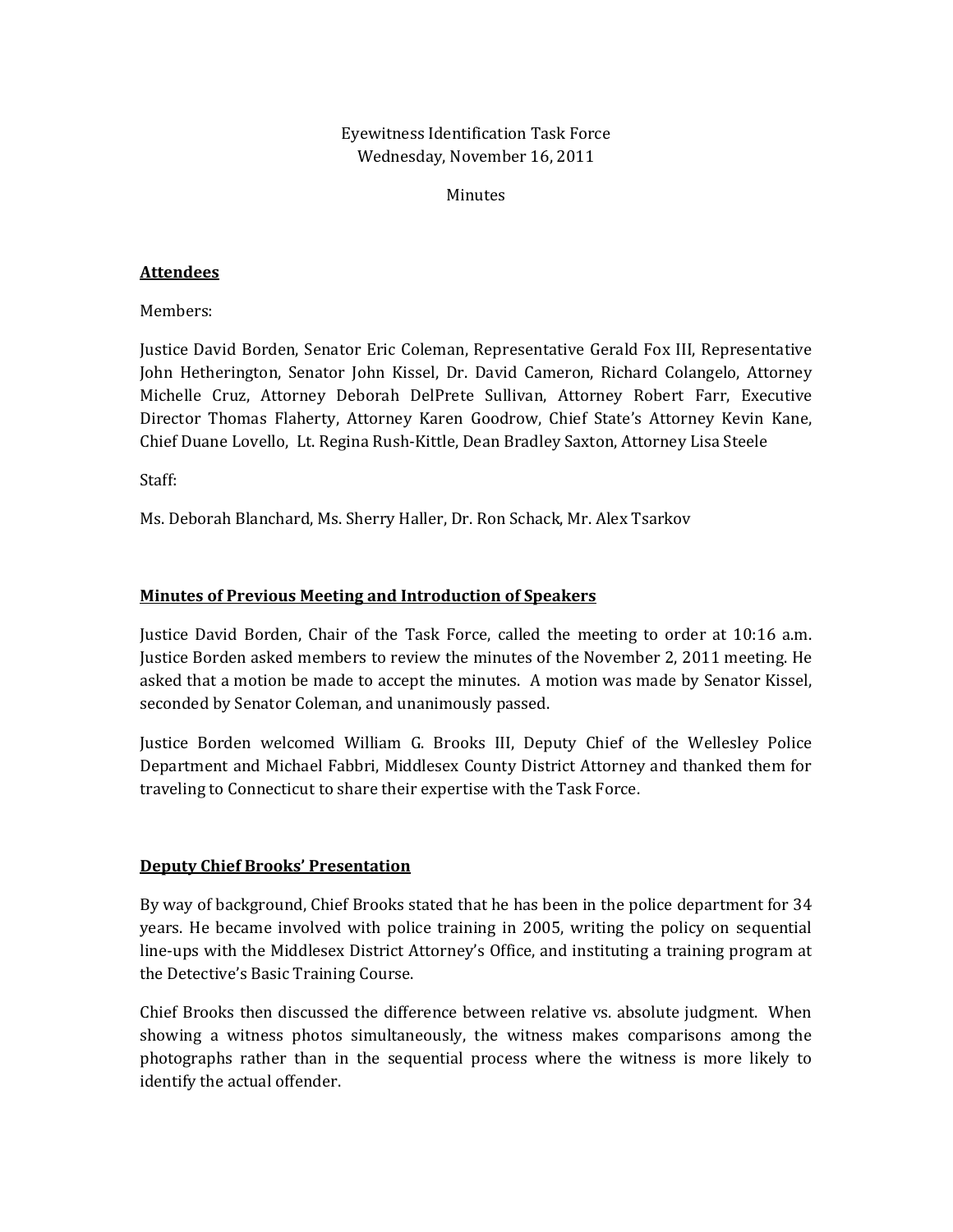Eyewitness Identification Task Force
Wednesday, November 16, 2011

Minutes

## Attendees

Members:

Justice David Borden, Senator Eric Coleman, Representative Gerald Fox III, Representative John Hetherington, Senator John Kissel, Dr. David Cameron, Richard Colangelo, Attorney Michelle Cruz, Attorney Deborah DelPrete Sullivan, Attorney Robert Farr, Executive Director Thomas Flaherty, Attorney Karen Goodrow, Chief State's Attorney Kevin Kane, Chief Duane Lovello, Lt. Regina Rush-Kittle, Dean Bradley Saxton, Attorney Lisa Steele

Staff:

Ms. Deborah Blanchard, Ms. Sherry Haller, Dr. Ron Schack, Mr. Alex Tsarkov

## Minutes of Previous Meeting and Introduction of Speakers

Justice David Borden, Chair of the Task Force, called the meeting to order at 10:16 a.m. Justice Borden asked members to review the minutes of the November 2, 2011 meeting. He asked that a motion be made to accept the minutes. A motion was made by Senator Kissel, seconded by Senator Coleman, and unanimously passed.

Justice Borden welcomed William G. Brooks III, Deputy Chief of the Wellesley Police Department and Michael Fabbri, Middlesex County District Attorney and thanked them for traveling to Connecticut to share their expertise with the Task Force.

## Deputy Chief Brooks' Presentation

By way of background, Chief Brooks stated that he has been in the police department for 34 years. He became involved with police training in 2005, writing the policy on sequential line-ups with the Middlesex District Attorney's Office, and instituting a training program at the Detective's Basic Training Course.

Chief Brooks then discussed the difference between relative vs. absolute judgment. When showing a witness photos simultaneously, the witness makes comparisons among the photographs rather than in the sequential process where the witness is more likely to identify the actual offender.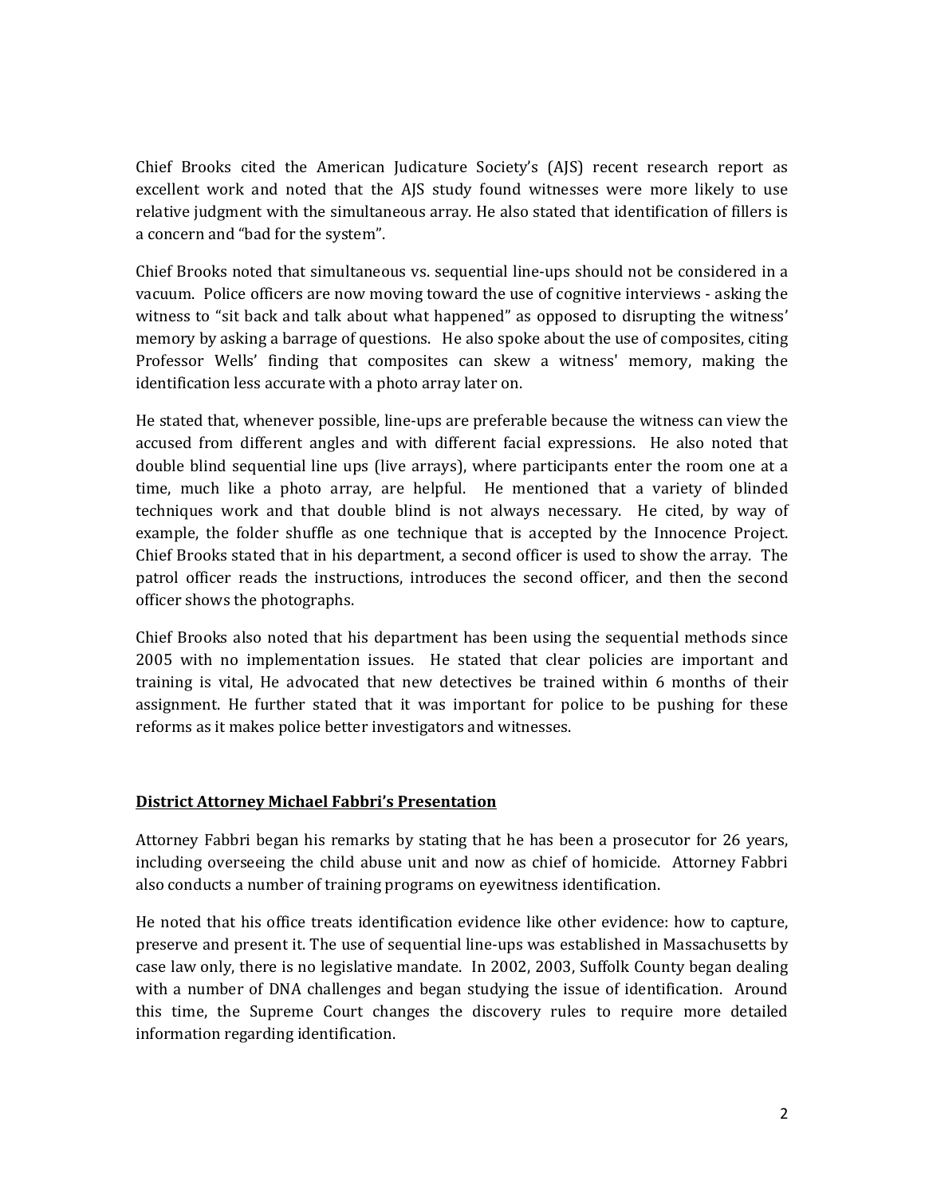Chief Brooks cited the American Judicature Society's (AJS) recent research report as excellent work and noted that the AJS study found witnesses were more likely to use relative judgment with the simultaneous array. He also stated that identification of fillers is a concern and "bad for the system".

Chief Brooks noted that simultaneous vs. sequential line-ups should not be considered in a vacuum. Police officers are now moving toward the use of cognitive interviews - asking the witness to "sit back and talk about what happened" as opposed to disrupting the witness' memory by asking a barrage of questions. He also spoke about the use of composites, citing Professor Wells' finding that composites can skew a witness' memory, making the identification less accurate with a photo array later on.

He stated that, whenever possible, line-ups are preferable because the witness can view the accused from different angles and with different facial expressions. He also noted that double blind sequential line ups (live arrays), where participants enter the room one at a time, much like a photo array, are helpful. He mentioned that a variety of blinded techniques work and that double blind is not always necessary. He cited, by way of example, the folder shuffle as one technique that is accepted by the Innocence Project. Chief Brooks stated that in his department, a second officer is used to show the array. The patrol officer reads the instructions, introduces the second officer, and then the second officer shows the photographs.

Chief Brooks also noted that his department has been using the sequential methods since 2005 with no implementation issues. He stated that clear policies are important and training is vital, He advocated that new detectives be trained within 6 months of their assignment. He further stated that it was important for police to be pushing for these reforms as it makes police better investigators and witnesses.

**District Attorney Michael Fabbri's Presentation**

Attorney Fabbri began his remarks by stating that he has been a prosecutor for 26 years, including overseeing the child abuse unit and now as chief of homicide. Attorney Fabbri also conducts a number of training programs on eyewitness identification.

He noted that his office treats identification evidence like other evidence: how to capture, preserve and present it. The use of sequential line-ups was established in Massachusetts by case law only, there is no legislative mandate. In 2002, 2003, Suffolk County began dealing with a number of DNA challenges and began studying the issue of identification. Around this time, the Supreme Court changes the discovery rules to require more detailed information regarding identification.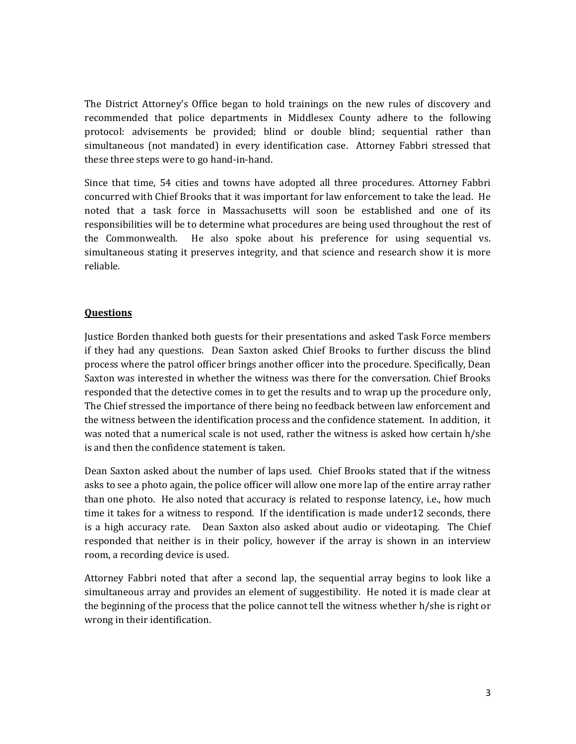The District Attorney's Office began to hold trainings on the new rules of discovery and recommended that police departments in Middlesex County adhere to the following protocol: advisements be provided; blind or double blind; sequential rather than simultaneous (not mandated) in every identification case. Attorney Fabbri stressed that these three steps were to go hand-in-hand.

Since that time, 54 cities and towns have adopted all three procedures. Attorney Fabbri concurred with Chief Brooks that it was important for law enforcement to take the lead. He noted that a task force in Massachusetts will soon be established and one of its responsibilities will be to determine what procedures are being used throughout the rest of the Commonwealth. He also spoke about his preference for using sequential vs. simultaneous stating it preserves integrity, and that science and research show it is more reliable.

## **Questions**

Justice Borden thanked both guests for their presentations and asked Task Force members if they had any questions. Dean Saxton asked Chief Brooks to further discuss the blind process where the patrol officer brings another officer into the procedure. Specifically, Dean Saxton was interested in whether the witness was there for the conversation. Chief Brooks responded that the detective comes in to get the results and to wrap up the procedure only, The Chief stressed the importance of there being no feedback between law enforcement and the witness between the identification process and the confidence statement. In addition, it was noted that a numerical scale is not used, rather the witness is asked how certain h/she is and then the confidence statement is taken.

Dean Saxton asked about the number of laps used. Chief Brooks stated that if the witness asks to see a photo again, the police officer will allow one more lap of the entire array rather than one photo. He also noted that accuracy is related to response latency, i.e., how much time it takes for a witness to respond. If the identification is made under12 seconds, there is a high accuracy rate. Dean Saxton also asked about audio or videotaping. The Chief responded that neither is in their policy, however if the array is shown in an interview room, a recording device is used.

Attorney Fabbri noted that after a second lap, the sequential array begins to look like a simultaneous array and provides an element of suggestibility. He noted it is made clear at the beginning of the process that the police cannot tell the witness whether h/she is right or wrong in their identification.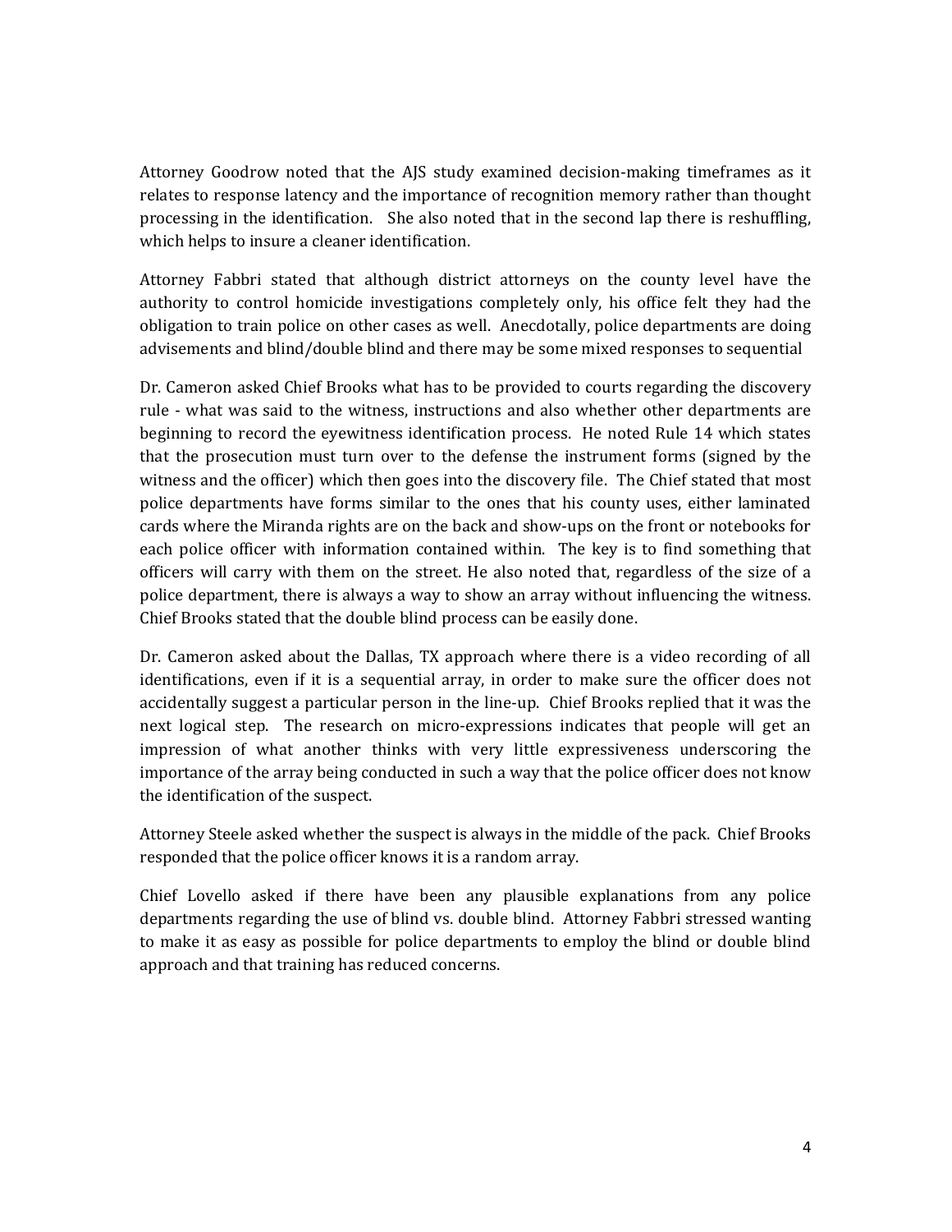Attorney Goodrow noted that the AJS study examined decision-making timeframes as it relates to response latency and the importance of recognition memory rather than thought processing in the identification. She also noted that in the second lap there is reshuffling, which helps to insure a cleaner identification.

Attorney Fabbri stated that although district attorneys on the county level have the authority to control homicide investigations completely only, his office felt they had the obligation to train police on other cases as well. Anecdotally, police departments are doing advisements and blind/double blind and there may be some mixed responses to sequential

Dr. Cameron asked Chief Brooks what has to be provided to courts regarding the discovery rule - what was said to the witness, instructions and also whether other departments are beginning to record the eyewitness identification process. He noted Rule 14 which states that the prosecution must turn over to the defense the instrument forms (signed by the witness and the officer) which then goes into the discovery file. The Chief stated that most police departments have forms similar to the ones that his county uses, either laminated cards where the Miranda rights are on the back and show-ups on the front or notebooks for each police officer with information contained within. The key is to find something that officers will carry with them on the street. He also noted that, regardless of the size of a police department, there is always a way to show an array without influencing the witness. Chief Brooks stated that the double blind process can be easily done.

Dr. Cameron asked about the Dallas, TX approach where there is a video recording of all identifications, even if it is a sequential array, in order to make sure the officer does not accidentally suggest a particular person in the line-up. Chief Brooks replied that it was the next logical step. The research on micro-expressions indicates that people will get an impression of what another thinks with very little expressiveness underscoring the importance of the array being conducted in such a way that the police officer does not know the identification of the suspect.

Attorney Steele asked whether the suspect is always in the middle of the pack. Chief Brooks responded that the police officer knows it is a random array.

Chief Lovello asked if there have been any plausible explanations from any police departments regarding the use of blind vs. double blind. Attorney Fabbri stressed wanting to make it as easy as possible for police departments to employ the blind or double blind approach and that training has reduced concerns.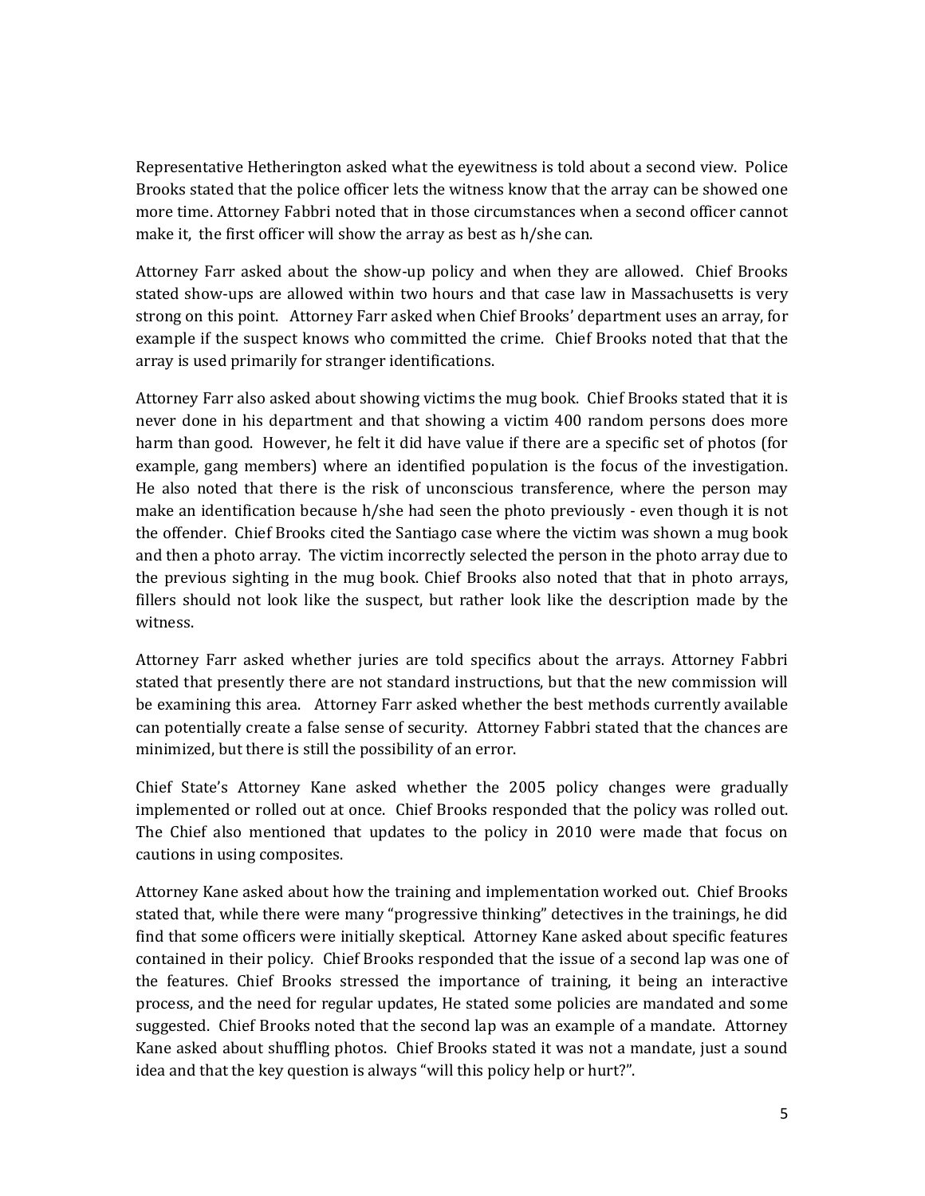Representative Hetherington asked what the eyewitness is told about a second view. Police Brooks stated that the police officer lets the witness know that the array can be showed one more time. Attorney Fabbri noted that in those circumstances when a second officer cannot make it, the first officer will show the array as best as h/she can.

Attorney Farr asked about the show-up policy and when they are allowed. Chief Brooks stated show-ups are allowed within two hours and that case law in Massachusetts is very strong on this point. Attorney Farr asked when Chief Brooks' department uses an array, for example if the suspect knows who committed the crime. Chief Brooks noted that that the array is used primarily for stranger identifications.

Attorney Farr also asked about showing victims the mug book. Chief Brooks stated that it is never done in his department and that showing a victim 400 random persons does more harm than good. However, he felt it did have value if there are a specific set of photos (for example, gang members) where an identified population is the focus of the investigation. He also noted that there is the risk of unconscious transference, where the person may make an identification because h/she had seen the photo previously - even though it is not the offender. Chief Brooks cited the Santiago case where the victim was shown a mug book and then a photo array. The victim incorrectly selected the person in the photo array due to the previous sighting in the mug book. Chief Brooks also noted that that in photo arrays, fillers should not look like the suspect, but rather look like the description made by the witness.

Attorney Farr asked whether juries are told specifics about the arrays. Attorney Fabbri stated that presently there are not standard instructions, but that the new commission will be examining this area. Attorney Farr asked whether the best methods currently available can potentially create a false sense of security. Attorney Fabbri stated that the chances are minimized, but there is still the possibility of an error.

Chief State's Attorney Kane asked whether the 2005 policy changes were gradually implemented or rolled out at once. Chief Brooks responded that the policy was rolled out. The Chief also mentioned that updates to the policy in 2010 were made that focus on cautions in using composites.

Attorney Kane asked about how the training and implementation worked out. Chief Brooks stated that, while there were many "progressive thinking" detectives in the trainings, he did find that some officers were initially skeptical. Attorney Kane asked about specific features contained in their policy. Chief Brooks responded that the issue of a second lap was one of the features. Chief Brooks stressed the importance of training, it being an interactive process, and the need for regular updates, He stated some policies are mandated and some suggested. Chief Brooks noted that the second lap was an example of a mandate. Attorney Kane asked about shuffling photos. Chief Brooks stated it was not a mandate, just a sound idea and that the key question is always "will this policy help or hurt?".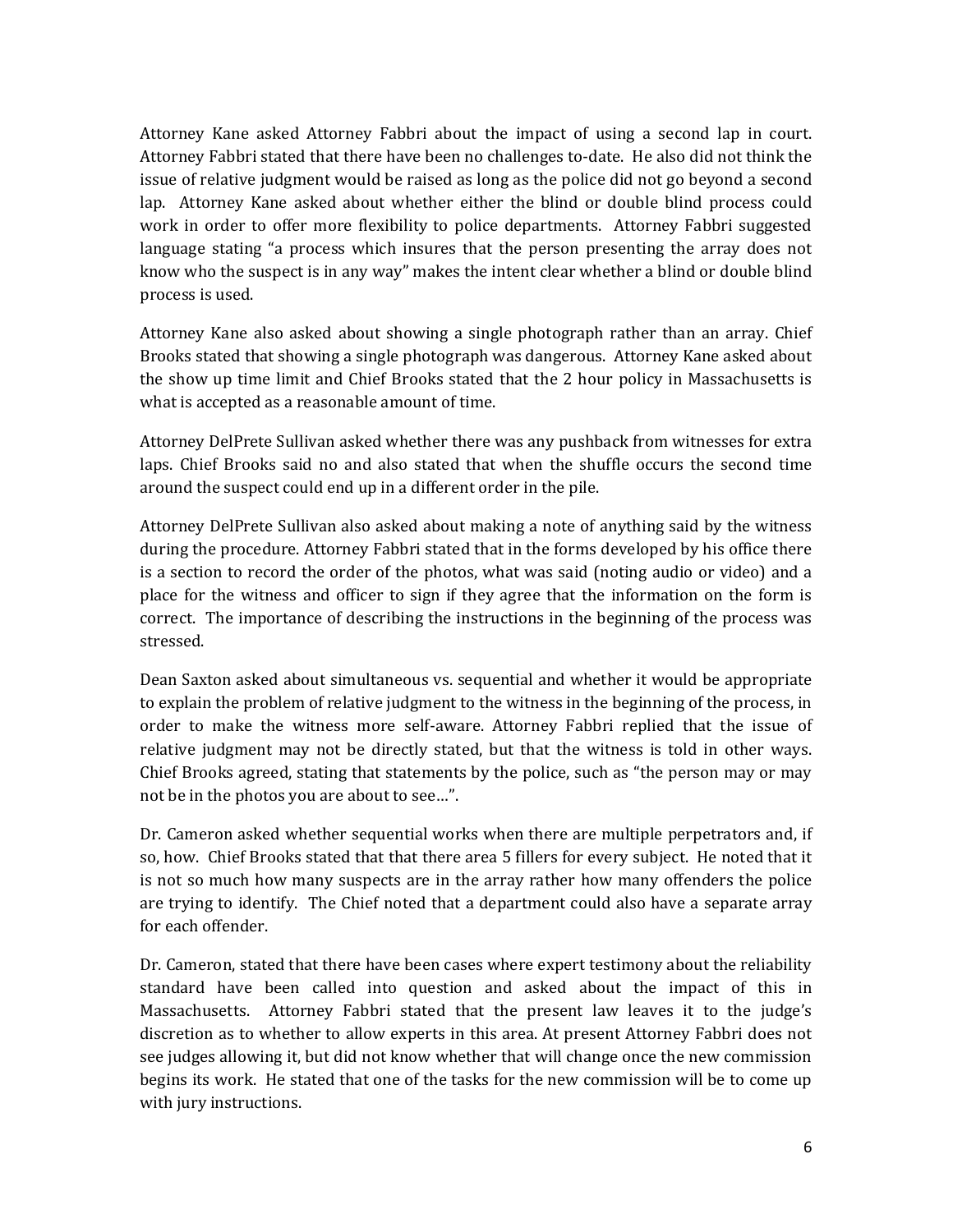Attorney Kane asked Attorney Fabbri about the impact of using a second lap in court. Attorney Fabbri stated that there have been no challenges to-date. He also did not think the issue of relative judgment would be raised as long as the police did not go beyond a second lap. Attorney Kane asked about whether either the blind or double blind process could work in order to offer more flexibility to police departments. Attorney Fabbri suggested language stating "a process which insures that the person presenting the array does not know who the suspect is in any way" makes the intent clear whether a blind or double blind process is used.

Attorney Kane also asked about showing a single photograph rather than an array. Chief Brooks stated that showing a single photograph was dangerous. Attorney Kane asked about the show up time limit and Chief Brooks stated that the 2 hour policy in Massachusetts is what is accepted as a reasonable amount of time.

Attorney DelPrete Sullivan asked whether there was any pushback from witnesses for extra laps. Chief Brooks said no and also stated that when the shuffle occurs the second time around the suspect could end up in a different order in the pile.

Attorney DelPrete Sullivan also asked about making a note of anything said by the witness during the procedure. Attorney Fabbri stated that in the forms developed by his office there is a section to record the order of the photos, what was said (noting audio or video) and a place for the witness and officer to sign if they agree that the information on the form is correct. The importance of describing the instructions in the beginning of the process was stressed.

Dean Saxton asked about simultaneous vs. sequential and whether it would be appropriate to explain the problem of relative judgment to the witness in the beginning of the process, in order to make the witness more self-aware. Attorney Fabbri replied that the issue of relative judgment may not be directly stated, but that the witness is told in other ways. Chief Brooks agreed, stating that statements by the police, such as "the person may or may not be in the photos you are about to see…".

Dr. Cameron asked whether sequential works when there are multiple perpetrators and, if so, how. Chief Brooks stated that that there area 5 fillers for every subject. He noted that it is not so much how many suspects are in the array rather how many offenders the police are trying to identify. The Chief noted that a department could also have a separate array for each offender.

Dr. Cameron, stated that there have been cases where expert testimony about the reliability standard have been called into question and asked about the impact of this in Massachusetts. Attorney Fabbri stated that the present law leaves it to the judge's discretion as to whether to allow experts in this area. At present Attorney Fabbri does not see judges allowing it, but did not know whether that will change once the new commission begins its work. He stated that one of the tasks for the new commission will be to come up with jury instructions.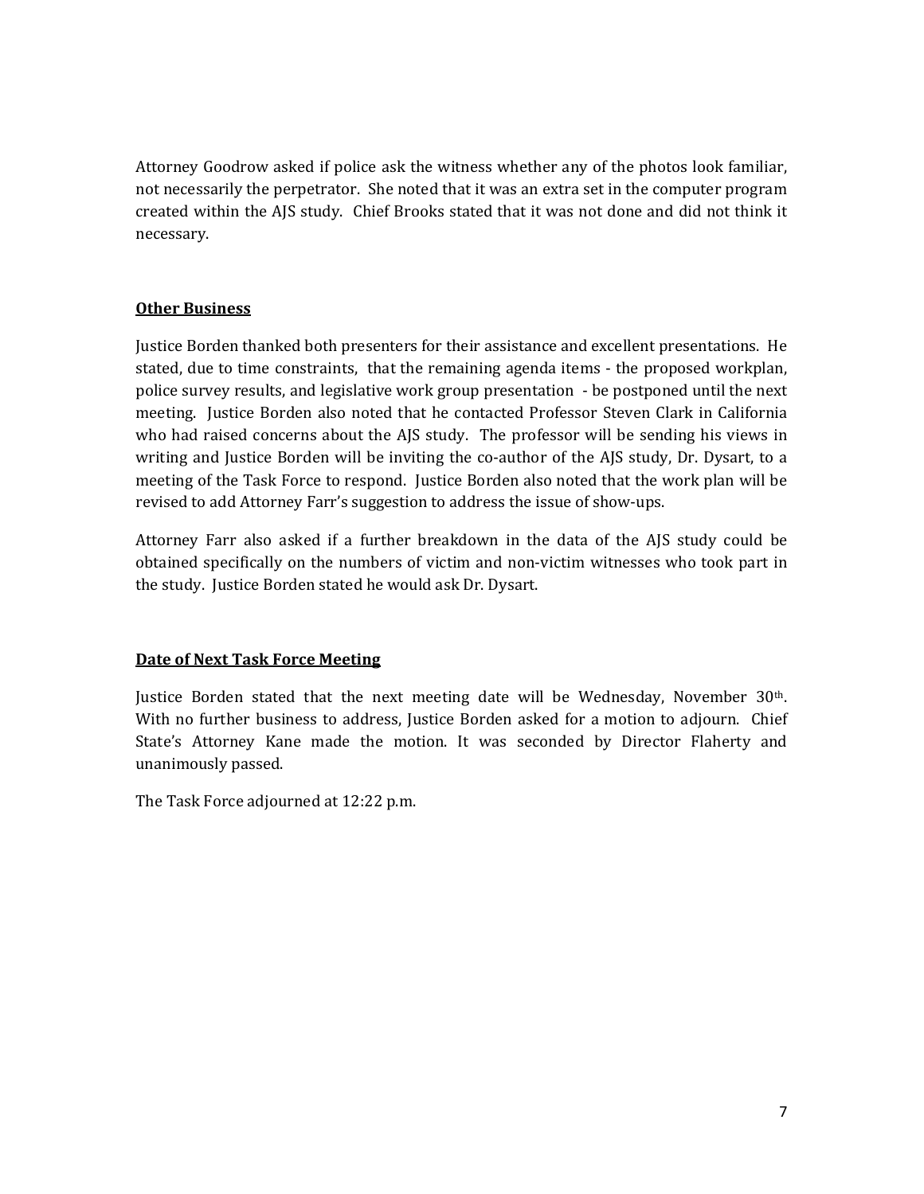Attorney Goodrow asked if police ask the witness whether any of the photos look familiar, not necessarily the perpetrator. She noted that it was an extra set in the computer program created within the AJS study. Chief Brooks stated that it was not done and did not think it necessary.

**Other Business**

Justice Borden thanked both presenters for their assistance and excellent presentations. He stated, due to time constraints, that the remaining agenda items - the proposed workplan, police survey results, and legislative work group presentation - be postponed until the next meeting. Justice Borden also noted that he contacted Professor Steven Clark in California who had raised concerns about the AJS study. The professor will be sending his views in writing and Justice Borden will be inviting the co-author of the AJS study, Dr. Dysart, to a meeting of the Task Force to respond. Justice Borden also noted that the work plan will be revised to add Attorney Farr's suggestion to address the issue of show-ups.

Attorney Farr also asked if a further breakdown in the data of the AJS study could be obtained specifically on the numbers of victim and non-victim witnesses who took part in the study. Justice Borden stated he would ask Dr. Dysart.

**Date of Next Task Force Meeting**

Justice Borden stated that the next meeting date will be Wednesday, November 30th. With no further business to address, Justice Borden asked for a motion to adjourn. Chief State's Attorney Kane made the motion. It was seconded by Director Flaherty and unanimously passed.

The Task Force adjourned at 12:22 p.m.